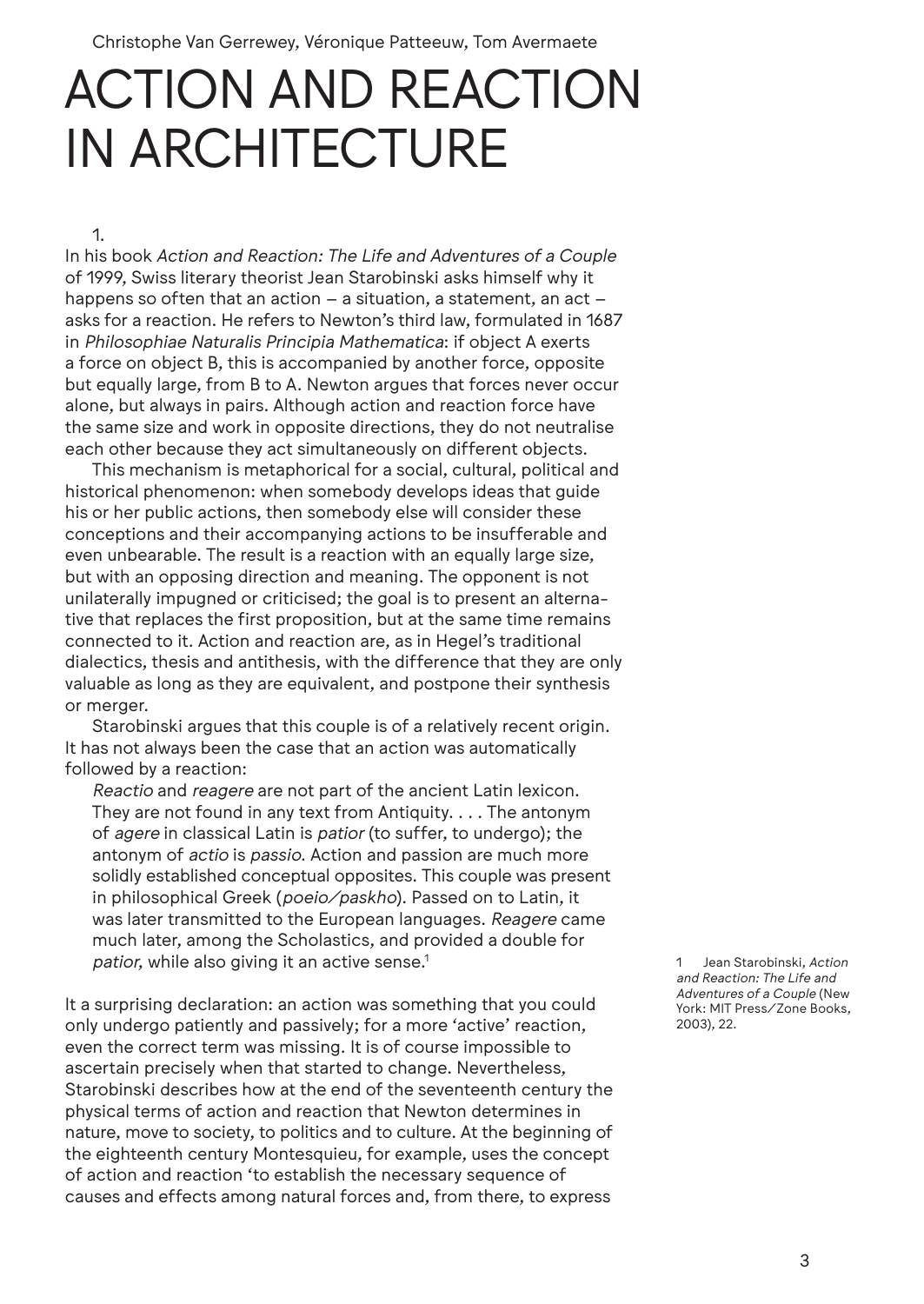Christophe Van Gerrewey, Véronique Patteeuw, Tom Avermaete

# ACTION AND REACTION IN ARCHITECTURE

1.

In his book *Action and Reaction: The Life and Adventures of a Couple* of 1999, Swiss literary theorist Jean Starobinski asks himself why it happens so often that an action – a situation, a statement, an act – asks for a reaction. He refers to Newton's third law, formulated in 1687 in *Philosophiae Naturalis Principia Mathematica*: if object A exerts a force on object B, this is accompanied by another force, opposite but equally large, from B to A. Newton argues that forces never occur alone, but always in pairs. Although action and reaction force have the same size and work in opposite directions, they do not neutralise each other because they act simultaneously on different objects.

This mechanism is metaphorical for a social, cultural, political and historical phenomenon: when somebody develops ideas that guide his or her public actions, then somebody else will consider these conceptions and their accompanying actions to be insufferable and even unbearable. The result is a reaction with an equally large size, but with an opposing direction and meaning. The opponent is not unilaterally impugned or criticised; the goal is to present an alternative that replaces the first proposition, but at the same time remains connected to it. Action and reaction are, as in Hegel's traditional dialectics, thesis and antithesis, with the difference that they are only valuable as long as they are equivalent, and postpone their synthesis or merger.

Starobinski argues that this couple is of a relatively recent origin. It has not always been the case that an action was automatically followed by a reaction:

> *Reactio* and *reagere* are not part of the ancient Latin lexicon. They are not found in any text from Antiquity. . . . The antonym of *agere* in classical Latin is *patior* (to suffer, to undergo); the antonym of *actio* is *passio*. Action and passion are much more solidly established conceptual opposites. This couple was present in philosophical Greek (*poeio/paskho*). Passed on to Latin, it was later transmitted to the European languages. *Reagere* came much later, among the Scholastics, and provided a double for *patior*, while also giving it an active sense.[1]

It a surprising declaration: an action was something that you could only undergo patiently and passively; for a more 'active' reaction, even the correct term was missing. It is of course impossible to ascertain precisely when that started to change. Nevertheless, Starobinski describes how at the end of the seventeenth century the physical terms of action and reaction that Newton determines in nature, move to society, to politics and to culture. At the beginning of the eighteenth century Montesquieu, for example, uses the concept of action and reaction 'to establish the necessary sequence of causes and effects among natural forces and, from there, to express

1 Jean Starobinski, *Action and Reaction: The Life and Adventures of a Couple* (New York: MIT Press/Zone Books, 2003), 22.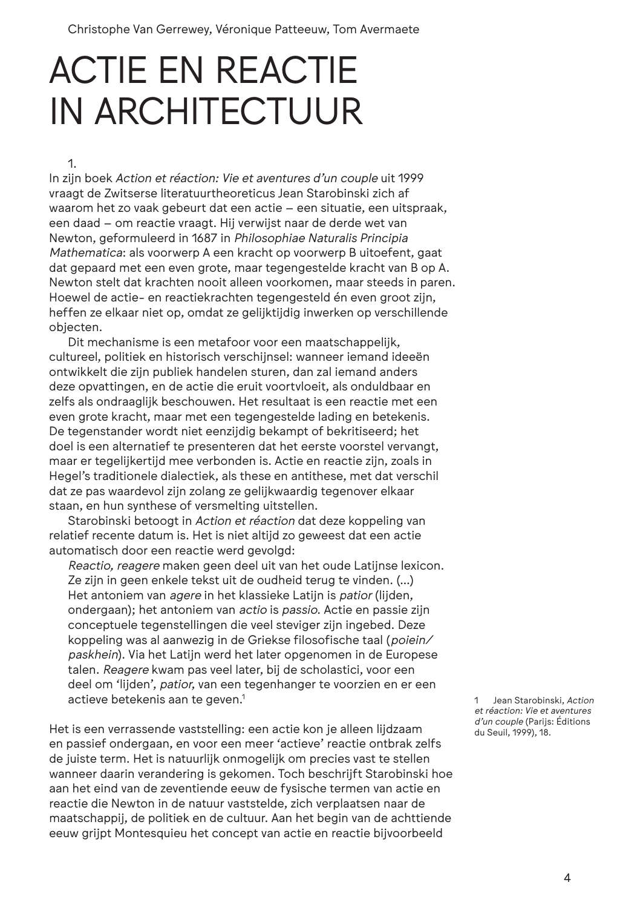Christophe Van Gerrewey, Véronique Patteeuw, Tom Avermaete

# ACTIE EN REACTIE IN ARCHITECTUUR

1.

In zijn boek *Action et réaction: Vie et aventures d'un couple* uit 1999 vraagt de Zwitserse literatuurtheoreticus Jean Starobinski zich af waarom het zo vaak gebeurt dat een actie – een situatie, een uitspraak, een daad – om reactie vraagt. Hij verwijst naar de derde wet van Newton, geformuleerd in 1687 in *Philosophiae Naturalis Principia Mathematica*: als voorwerp A een kracht op voorwerp B uitoefent, gaat dat gepaard met een even grote, maar tegengestelde kracht van B op A. Newton stelt dat krachten nooit alleen voorkomen, maar steeds in paren. Hoewel de actie- en reactiekrachten tegengesteld én even groot zijn, heffen ze elkaar niet op, omdat ze gelijktijdig inwerken op verschillende objecten.

Dit mechanisme is een metafoor voor een maatschappelijk, cultureel, politiek en historisch verschijnsel: wanneer iemand ideeën ontwikkelt die zijn publiek handelen sturen, dan zal iemand anders deze opvattingen, en de actie die eruit voortvloeit, als onduldbaar en zelfs als ondraaglijk beschouwen. Het resultaat is een reactie met een even grote kracht, maar met een tegengestelde lading en betekenis. De tegenstander wordt niet eenzijdig bekampt of bekritiseerd; het doel is een alternatief te presenteren dat het eerste voorstel vervangt, maar er tegelijkertijd mee verbonden is. Actie en reactie zijn, zoals in Hegel's traditionele dialectiek, als these en antithese, met dat verschil dat ze pas waardevol zijn zolang ze gelijkwaardig tegenover elkaar staan, en hun synthese of versmelting uitstellen.

Starobinski betoogt in *Action et réaction* dat deze koppeling van relatief recente datum is. Het is niet altijd zo geweest dat een actie automatisch door een reactie werd gevolgd:

> *Reactio, reagere* maken geen deel uit van het oude Latijnse lexicon. Ze zijn in geen enkele tekst uit de oudheid terug te vinden. (...) Het antoniem van *agere* in het klassieke Latijn is *patior* (lijden, ondergaan); het antoniem van *actio* is *passio*. Actie en passie zijn conceptuele tegenstellingen die veel steviger zijn ingebed. Deze koppeling was al aanwezig in de Griekse filosofische taal (*poiein/paskhein*). Via het Latijn werd het later opgenomen in de Europese talen. *Reagere* kwam pas veel later, bij de scholastici, voor een deel om 'lijden', *patior*, van een tegenhanger te voorzien en er een actieve betekenis aan te geven.[1]

Het is een verrassende vaststelling: een actie kon je alleen lijdzaam en passief ondergaan, en voor een meer 'actieve' reactie ontbrak zelfs de juiste term. Het is natuurlijk onmogelijk om precies vast te stellen wanneer daarin verandering is gekomen. Toch beschrijft Starobinski hoe aan het eind van de zeventiende eeuw de fysische termen van actie en reactie die Newton in de natuur vaststelde, zich verplaatsen naar de maatschappij, de politiek en de cultuur. Aan het begin van de achttiende eeuw grijpt Montesquieu het concept van actie en reactie bijvoorbeeld

[1] Jean Starobinski, *Action et réaction: Vie et aventures d'un couple* (Parijs: Éditions du Seuil, 1999), 18.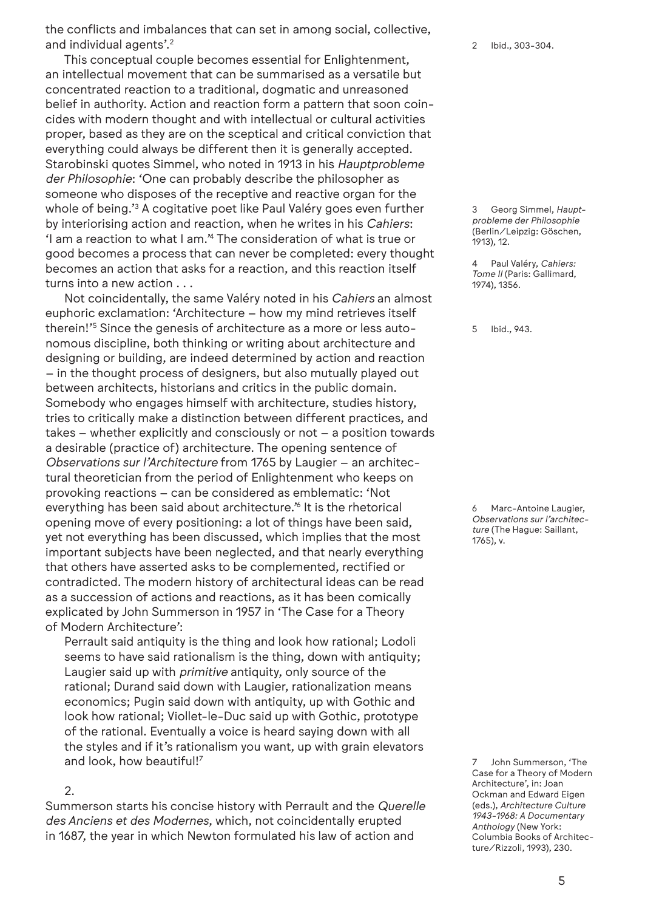the conflicts and imbalances that can set in among social, collective, and individual agents'.[2]

This conceptual couple becomes essential for Enlightenment, an intellectual movement that can be summarised as a versatile but concentrated reaction to a traditional, dogmatic and unreasoned belief in authority. Action and reaction form a pattern that soon coincides with modern thought and with intellectual or cultural activities proper, based as they are on the sceptical and critical conviction that everything could always be different then it is generally accepted. Starobinski quotes Simmel, who noted in 1913 in his *Hauptprobleme der Philosophie*: 'One can probably describe the philosopher as someone who disposes of the receptive and reactive organ for the whole of being.'[3] A cogitative poet like Paul Valéry goes even further by interiorising action and reaction, when he writes in his *Cahiers*: 'I am a reaction to what I am.'[4] The consideration of what is true or good becomes a process that can never be completed: every thought becomes an action that asks for a reaction, and this reaction itself turns into a new action . . .

Not coincidentally, the same Valéry noted in his *Cahiers* an almost euphoric exclamation: 'Architecture – how my mind retrieves itself therein!'[5] Since the genesis of architecture as a more or less autonomous discipline, both thinking or writing about architecture and designing or building, are indeed determined by action and reaction – in the thought process of designers, but also mutually played out between architects, historians and critics in the public domain. Somebody who engages himself with architecture, studies history, tries to critically make a distinction between different practices, and takes – whether explicitly and consciously or not – a position towards a desirable (practice of) architecture. The opening sentence of *Observations sur l'Architecture* from 1765 by Laugier – an architectural theoretician from the period of Enlightenment who keeps on provoking reactions – can be considered as emblematic: 'Not everything has been said about architecture.'[6] It is the rhetorical opening move of every positioning: a lot of things have been said, yet not everything has been discussed, which implies that the most important subjects have been neglected, and that nearly everything that others have asserted asks to be complemented, rectified or contradicted. The modern history of architectural ideas can be read as a succession of actions and reactions, as it has been comically explicated by John Summerson in 1957 in 'The Case for a Theory of Modern Architecture':

> Perrault said antiquity is the thing and look how rational; Lodoli seems to have said rationalism is the thing, down with antiquity; Laugier said up with *primitive* antiquity, only source of the rational; Durand said down with Laugier, rationalization means economics; Pugin said down with antiquity, up with Gothic and look how rational; Viollet-le-Duc said up with Gothic, prototype of the rational. Eventually a voice is heard saying down with all the styles and if it's rationalism you want, up with grain elevators and look, how beautiful![7]

2.

Summerson starts his concise history with Perrault and the *Querelle des Anciens et des Modernes*, which, not coincidentally erupted in 1687, the year in which Newton formulated his law of action and

2 Ibid., 303-304.

3 Georg Simmel, *Hauptprobleme der Philosophie* (Berlin/Leipzig: Göschen, 1913), 12.

4 Paul Valéry, *Cahiers: Tome II* (Paris: Gallimard, 1974), 1356.

5 Ibid., 943.

6 Marc-Antoine Laugier, *Observations sur l'architecture* (The Hague: Saillant, 1765), v.

7 John Summerson, 'The Case for a Theory of Modern Architecture', in: Joan Ockman and Edward Eigen (eds.), *Architecture Culture 1943-1968: A Documentary Anthology* (New York: Columbia Books of Architecture/Rizzoli, 1993), 230.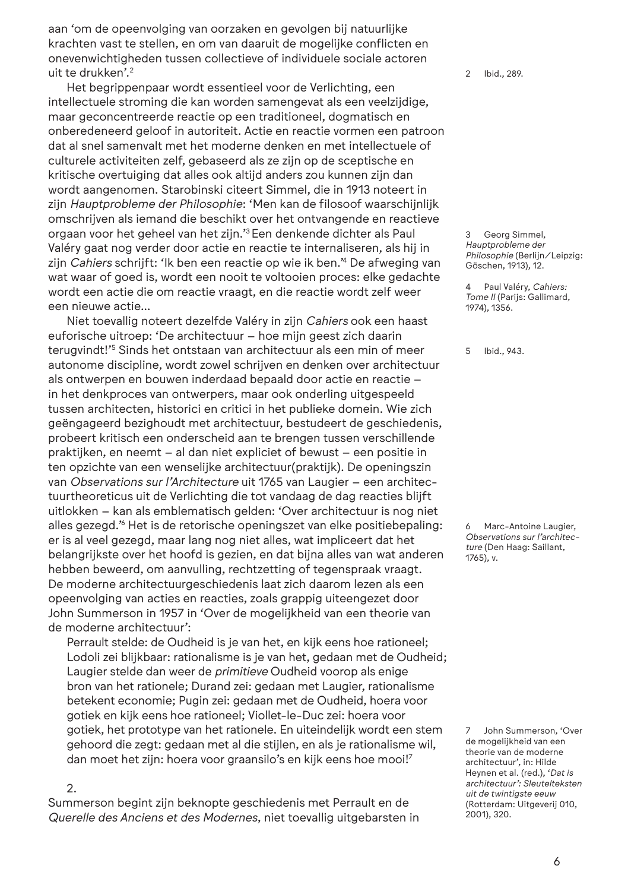aan 'om de opeenvolging van oorzaken en gevolgen bij natuurlijke krachten vast te stellen, en om van daaruit de mogelijke conflicten en onevenwichtigheden tussen collectieve of individuele sociale actoren uit te drukken'.[2]

Het begrippenpaar wordt essentieel voor de Verlichting, een intellectuele stroming die kan worden samengevat als een veelzijdige, maar geconcentreerde reactie op een traditioneel, dogmatisch en onberedeneerd geloof in autoriteit. Actie en reactie vormen een patroon dat al snel samenvalt met het moderne denken en met intellectuele of culturele activiteiten zelf, gebaseerd als ze zijn op de sceptische en kritische overtuiging dat alles ook altijd anders zou kunnen zijn dan wordt aangenomen. Starobinski citeert Simmel, die in 1913 noteert in zijn *Hauptprobleme der Philosophie*: 'Men kan de filosoof waarschijnlijk omschrijven als iemand die beschikt over het ontvangende en reactieve orgaan voor het geheel van het zijn.'[3] Een denkende dichter als Paul Valéry gaat nog verder door actie en reactie te internaliseren, als hij in zijn *Cahiers* schrijft: 'Ik ben een reactie op wie ik ben.'[4] De afweging van wat waar of goed is, wordt een nooit te voltooien proces: elke gedachte wordt een actie die om reactie vraagt, en die reactie wordt zelf weer een nieuwe actie...

Niet toevallig noteert dezelfde Valéry in zijn *Cahiers* ook een haast euforische uitroep: 'De architectuur – hoe mijn geest zich daarin terugvindt!'[5] Sinds het ontstaan van architectuur als een min of meer autonome discipline, wordt zowel schrijven en denken over architectuur als ontwerpen en bouwen inderdaad bepaald door actie en reactie – in het denkproces van ontwerpers, maar ook onderling uitgespeeld tussen architecten, historici en critici in het publieke domein. Wie zich geëngageerd bezighoudt met architectuur, bestudeert de geschiedenis, probeert kritisch een onderscheid aan te brengen tussen verschillende praktijken, en neemt – al dan niet expliciet of bewust – een positie in ten opzichte van een wenselijke architectuur(praktijk). De openingszin van *Observations sur l'Architecture* uit 1765 van Laugier – een architectuurtheoreticus uit de Verlichting die tot vandaag de dag reacties blijft uitlokken – kan als emblematisch gelden: 'Over architectuur is nog niet alles gezegd.'[6] Het is de retorische openingszet van elke positiebepaling: er is al veel gezegd, maar lang nog niet alles, wat impliceert dat het belangrijkste over het hoofd is gezien, en dat bijna alles van wat anderen hebben beweerd, om aanvulling, rechtzetting of tegenspraak vraagt. De moderne architectuurgeschiedenis laat zich daarom lezen als een opeenvolging van acties en reacties, zoals grappig uiteengezet door John Summerson in 1957 in 'Over de mogelijkheid van een theorie van de moderne architectuur':

> Perrault stelde: de Oudheid is je van het, en kijk eens hoe rationeel; Lodoli zei blijkbaar: rationalisme is je van het, gedaan met de Oudheid; Laugier stelde dan weer de *primitieve* Oudheid voorop als enige bron van het rationele; Durand zei: gedaan met Laugier, rationalisme betekent economie; Pugin zei: gedaan met de Oudheid, hoera voor gotiek en kijk eens hoe rationeel; Viollet-le-Duc zei: hoera voor gotiek, het prototype van het rationele. En uiteindelijk wordt een stem gehoord die zegt: gedaan met al die stijlen, en als je rationalisme wil, dan moet het zijn: hoera voor graansilo's en kijk eens hoe mooi![7]

2.

Summerson begint zijn beknopte geschiedenis met Perrault en de *Querelle des Anciens et des Modernes*, niet toevallig uitgebarsten in

---

2 Ibid., 289.

3 Georg Simmel, *Hauptprobleme der Philosophie* (Berlijn/Leipzig: Göschen, 1913), 12.

4 Paul Valéry, *Cahiers: Tome II* (Parijs: Gallimard, 1974), 1356.

5 Ibid., 943.

6 Marc-Antoine Laugier, *Observations sur l'architecture* (Den Haag: Saillant, 1765), v.

7 John Summerson, 'Over de mogelijkheid van een theorie van de moderne architectuur', in: Hilde Heynen et al. (red.), *'Dat is architectuur': Sleutelteksten uit de twintigste eeuw* (Rotterdam: Uitgeverij 010, 2001), 320.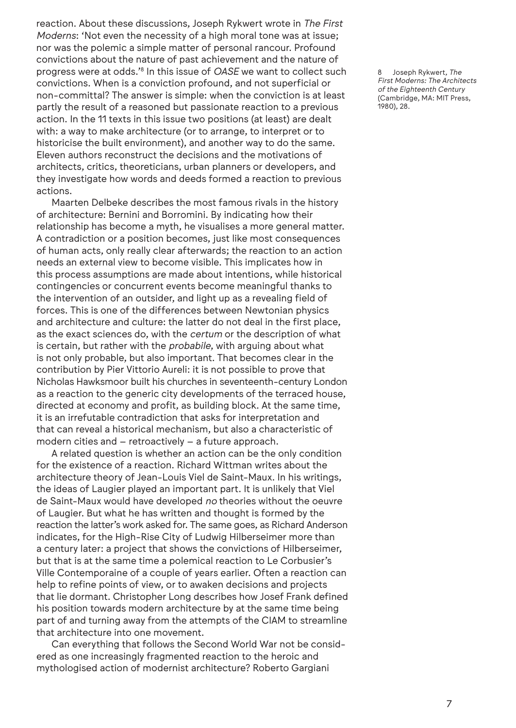reaction. About these discussions, Joseph Rykwert wrote in *The First Moderns*: 'Not even the necessity of a high moral tone was at issue; nor was the polemic a simple matter of personal rancour. Profound convictions about the nature of past achievement and the nature of progress were at odds.'[8] In this issue of *OASE* we want to collect such convictions. When is a conviction profound, and not superficial or non-committal? The answer is simple: when the conviction is at least partly the result of a reasoned but passionate reaction to a previous action. In the 11 texts in this issue two positions (at least) are dealt with: a way to make architecture (or to arrange, to interpret or to historicise the built environment), and another way to do the same. Eleven authors reconstruct the decisions and the motivations of architects, critics, theoreticians, urban planners or developers, and they investigate how words and deeds formed a reaction to previous actions.

Maarten Delbeke describes the most famous rivals in the history of architecture: Bernini and Borromini. By indicating how their relationship has become a myth, he visualises a more general matter. A contradiction or a position becomes, just like most consequences of human acts, only really clear afterwards; the reaction to an action needs an external view to become visible. This implicates how in this process assumptions are made about intentions, while historical contingencies or concurrent events become meaningful thanks to the intervention of an outsider, and light up as a revealing field of forces. This is one of the differences between Newtonian physics and architecture and culture: the latter do not deal in the first place, as the exact sciences do, with the *certum* or the description of what is certain, but rather with the *probabile*, with arguing about what is not only probable, but also important. That becomes clear in the contribution by Pier Vittorio Aureli: it is not possible to prove that Nicholas Hawksmoor built his churches in seventeenth-century London as a reaction to the generic city developments of the terraced house, directed at economy and profit, as building block. At the same time, it is an irrefutable contradiction that asks for interpretation and that can reveal a historical mechanism, but also a characteristic of modern cities and – retroactively – a future approach.

A related question is whether an action can be the only condition for the existence of a reaction. Richard Wittman writes about the architecture theory of Jean-Louis Viel de Saint-Maux. In his writings, the ideas of Laugier played an important part. It is unlikely that Viel de Saint-Maux would have developed *no* theories without the oeuvre of Laugier. But what he has written and thought is formed by the reaction the latter's work asked for. The same goes, as Richard Anderson indicates, for the High-Rise City of Ludwig Hilberseimer more than a century later: a project that shows the convictions of Hilberseimer, but that is at the same time a polemical reaction to Le Corbusier's Ville Contemporaine of a couple of years earlier. Often a reaction can help to refine points of view, or to awaken decisions and projects that lie dormant. Christopher Long describes how Josef Frank defined his position towards modern architecture by at the same time being part of and turning away from the attempts of the CIAM to streamline that architecture into one movement.

Can everything that follows the Second World War not be considered as one increasingly fragmented reaction to the heroic and mythologised action of modernist architecture? Roberto Gargiani

8 Joseph Rykwert, *The First Moderns: The Architects of the Eighteenth Century* (Cambridge, MA: MIT Press, 1980), 28.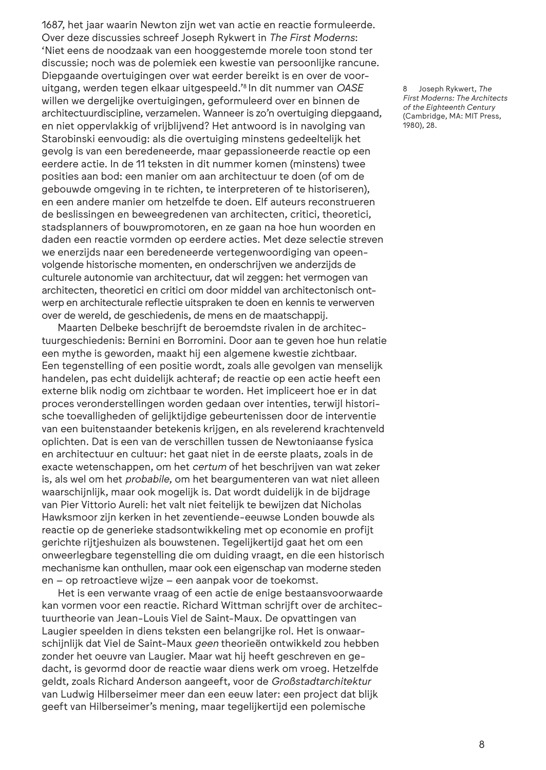1687, het jaar waarin Newton zijn wet van actie en reactie formuleerde. Over deze discussies schreef Joseph Rykwert in *The First Moderns*: 'Niet eens de noodzaak van een hooggestemde morele toon stond ter discussie; noch was de polemiek een kwestie van persoonlijke rancune. Diepgaande overtuigingen over wat eerder bereikt is en over de vooruitgang, werden tegen elkaar uitgespeeld.'[8] In dit nummer van *OASE* willen we dergelijke overtuigingen, geformuleerd over en binnen de architectuurdiscipline, verzamelen. Wanneer is zo'n overtuiging diepgaand, en niet oppervlakkig of vrijblijvend? Het antwoord is in navolging van Starobinski eenvoudig: als die overtuiging minstens gedeeltelijk het gevolg is van een beredeneerde, maar gepassioneerde reactie op een eerdere actie. In de 11 teksten in dit nummer komen (minstens) twee posities aan bod: een manier om aan architectuur te doen (of om de gebouwde omgeving in te richten, te interpreteren of te historiseren), en een andere manier om hetzelfde te doen. Elf auteurs reconstrueren de beslissingen en beweegredenen van architecten, critici, theoretici, stadsplanners of bouwpromotoren, en ze gaan na hoe hun woorden en daden een reactie vormden op eerdere acties. Met deze selectie streven we enerzijds naar een beredeneerde vertegenwoordiging van opeenvolgende historische momenten, en onderschrijven we anderzijds de culturele autonomie van architectuur, dat wil zeggen: het vermogen van architecten, theoretici en critici om door middel van architectonisch ontwerp en architecturale reflectie uitspraken te doen en kennis te verwerven over de wereld, de geschiedenis, de mens en de maatschappij.

Maarten Delbeke beschrijft de beroemdste rivalen in de architectuurgeschiedenis: Bernini en Borromini. Door aan te geven hoe hun relatie een mythe is geworden, maakt hij een algemene kwestie zichtbaar. Een tegenstelling of een positie wordt, zoals alle gevolgen van menselijk handelen, pas echt duidelijk achteraf; de reactie op een actie heeft een externe blik nodig om zichtbaar te worden. Het impliceert hoe er in dat proces veronderstellingen worden gedaan over intenties, terwijl historische toevalligheden of gelijktijdige gebeurtenissen door de interventie van een buitenstaander betekenis krijgen, en als revelerend krachtenveld oplichten. Dat is een van de verschillen tussen de Newtoniaanse fysica en architectuur en cultuur: het gaat niet in de eerste plaats, zoals in de exacte wetenschappen, om het *certum* of het beschrijven van wat zeker is, als wel om het *probabile*, om het beargumenteren van wat niet alleen waarschijnlijk, maar ook mogelijk is. Dat wordt duidelijk in de bijdrage van Pier Vittorio Aureli: het valt niet feitelijk te bewijzen dat Nicholas Hawksmoor zijn kerken in het zeventiende-eeuwse Londen bouwde als reactie op de generieke stadsontwikkeling met op economie en profijt gerichte rijtjeshuizen als bouwstenen. Tegelijkertijd gaat het om een onweerlegbare tegenstelling die om duiding vraagt, en die een historisch mechanisme kan onthullen, maar ook een eigenschap van moderne steden en – op retroactieve wijze – een aanpak voor de toekomst.

Het is een verwante vraag of een actie de enige bestaansvoorwaarde kan vormen voor een reactie. Richard Wittman schrijft over de architectuurtheorie van Jean-Louis Viel de Saint-Maux. De opvattingen van Laugier speelden in diens teksten een belangrijke rol. Het is onwaarschijnlijk dat Viel de Saint-Maux *geen* theorieën ontwikkeld zou hebben zonder het oeuvre van Laugier. Maar wat hij heeft geschreven en gedacht, is gevormd door de reactie waar diens werk om vroeg. Hetzelfde geldt, zoals Richard Anderson aangeeft, voor de *Großstadtarchitektur* van Ludwig Hilberseimer meer dan een eeuw later: een project dat blijk geeft van Hilberseimer's mening, maar tegelijkertijd een polemische

8 Joseph Rykwert, *The First Moderns: The Architects of the Eighteenth Century* (Cambridge, MA: MIT Press, 1980), 28.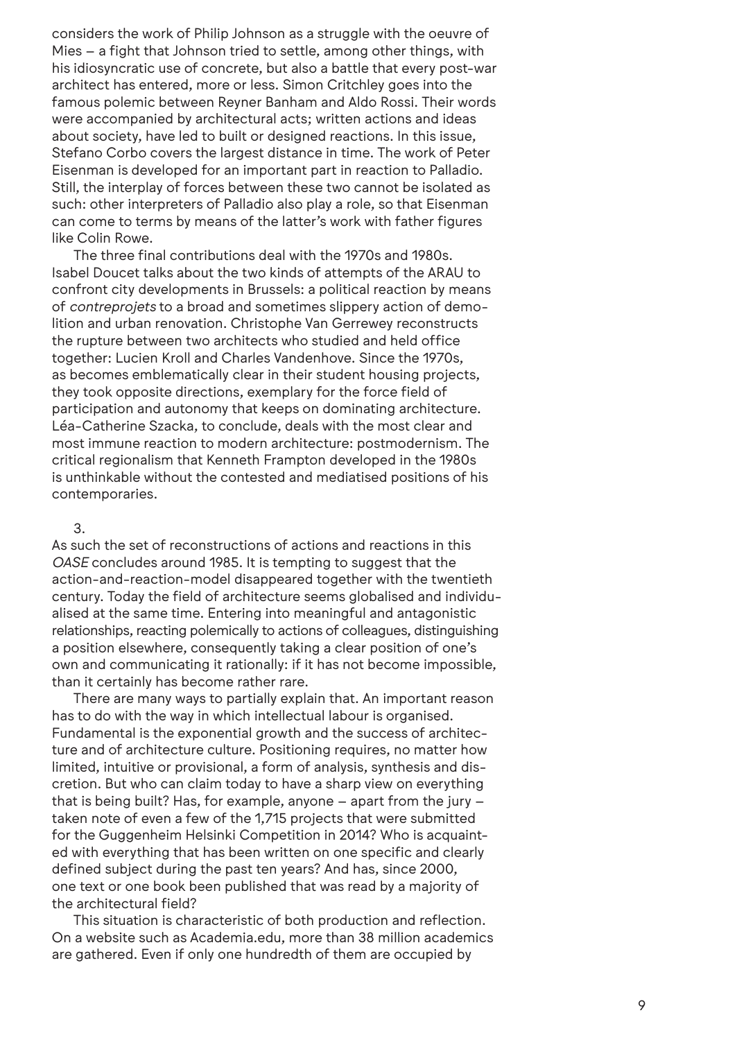considers the work of Philip Johnson as a struggle with the oeuvre of Mies – a fight that Johnson tried to settle, among other things, with his idiosyncratic use of concrete, but also a battle that every post-war architect has entered, more or less. Simon Critchley goes into the famous polemic between Reyner Banham and Aldo Rossi. Their words were accompanied by architectural acts; written actions and ideas about society, have led to built or designed reactions. In this issue, Stefano Corbo covers the largest distance in time. The work of Peter Eisenman is developed for an important part in reaction to Palladio. Still, the interplay of forces between these two cannot be isolated as such: other interpreters of Palladio also play a role, so that Eisenman can come to terms by means of the latter's work with father figures like Colin Rowe.

The three final contributions deal with the 1970s and 1980s. Isabel Doucet talks about the two kinds of attempts of the ARAU to confront city developments in Brussels: a political reaction by means of *contreprojets* to a broad and sometimes slippery action of demolition and urban renovation. Christophe Van Gerrewey reconstructs the rupture between two architects who studied and held office together: Lucien Kroll and Charles Vandenhove. Since the 1970s, as becomes emblematically clear in their student housing projects, they took opposite directions, exemplary for the force field of participation and autonomy that keeps on dominating architecture. Léa-Catherine Szacka, to conclude, deals with the most clear and most immune reaction to modern architecture: postmodernism. The critical regionalism that Kenneth Frampton developed in the 1980s is unthinkable without the contested and mediatised positions of his contemporaries.

3.

As such the set of reconstructions of actions and reactions in this *OASE* concludes around 1985. It is tempting to suggest that the action-and-reaction-model disappeared together with the twentieth century. Today the field of architecture seems globalised and individualised at the same time. Entering into meaningful and antagonistic relationships, reacting polemically to actions of colleagues, distinguishing a position elsewhere, consequently taking a clear position of one's own and communicating it rationally: if it has not become impossible, than it certainly has become rather rare.

There are many ways to partially explain that. An important reason has to do with the way in which intellectual labour is organised. Fundamental is the exponential growth and the success of architecture and of architecture culture. Positioning requires, no matter how limited, intuitive or provisional, a form of analysis, synthesis and discretion. But who can claim today to have a sharp view on everything that is being built? Has, for example, anyone – apart from the jury – taken note of even a few of the 1,715 projects that were submitted for the Guggenheim Helsinki Competition in 2014? Who is acquainted with everything that has been written on one specific and clearly defined subject during the past ten years? And has, since 2000, one text or one book been published that was read by a majority of the architectural field?

This situation is characteristic of both production and reflection. On a website such as Academia.edu, more than 38 million academics are gathered. Even if only one hundredth of them are occupied by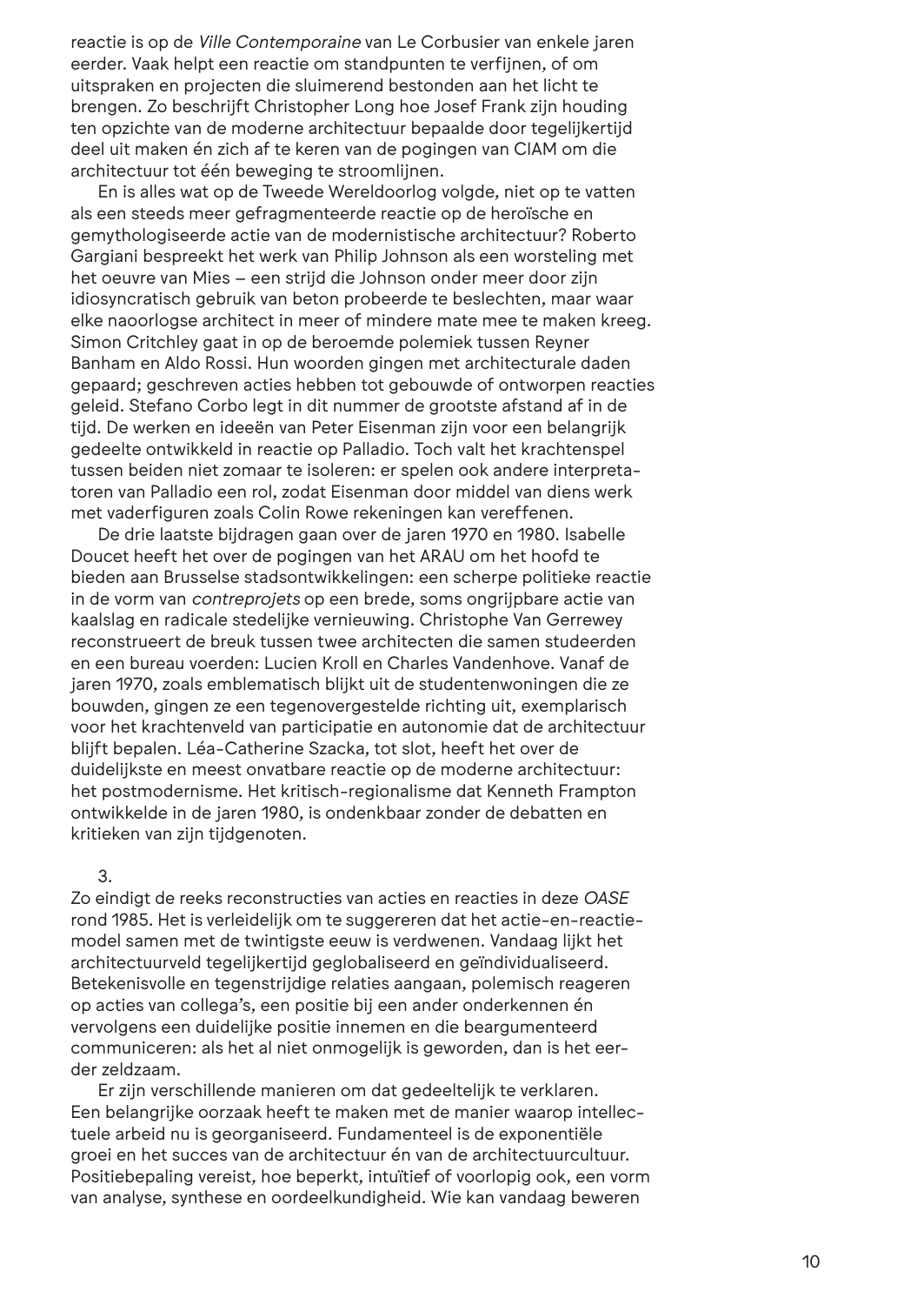reactie is op de *Ville Contemporaine* van Le Corbusier van enkele jaren eerder. Vaak helpt een reactie om standpunten te verfijnen, of om uitspraken en projecten die sluimerend bestonden aan het licht te brengen. Zo beschrijft Christopher Long hoe Josef Frank zijn houding ten opzichte van de moderne architectuur bepaalde door tegelijkertijd deel uit maken én zich af te keren van de pogingen van CIAM om die architectuur tot één beweging te stroomlijnen.

En is alles wat op de Tweede Wereldoorlog volgde, niet op te vatten als een steeds meer gefragmenteerde reactie op de heroïsche en gemythologiseerde actie van de modernistische architectuur? Roberto Gargiani bespreekt het werk van Philip Johnson als een worsteling met het oeuvre van Mies – een strijd die Johnson onder meer door zijn idiosyncratisch gebruik van beton probeerde te beslechten, maar waar elke naoorlogse architect in meer of mindere mate mee te maken kreeg. Simon Critchley gaat in op de beroemde polemiek tussen Reyner Banham en Aldo Rossi. Hun woorden gingen met architecturale daden gepaard; geschreven acties hebben tot gebouwde of ontworpen reacties geleid. Stefano Corbo legt in dit nummer de grootste afstand af in de tijd. De werken en ideeën van Peter Eisenman zijn voor een belangrijk gedeelte ontwikkeld in reactie op Palladio. Toch valt het krachtenspel tussen beiden niet zomaar te isoleren: er spelen ook andere interpretatoren van Palladio een rol, zodat Eisenman door middel van diens werk met vaderfiguren zoals Colin Rowe rekeningen kan vereffenen.

De drie laatste bijdragen gaan over de jaren 1970 en 1980. Isabelle Doucet heeft het over de pogingen van het ARAU om het hoofd te bieden aan Brusselse stadsontwikkelingen: een scherpe politieke reactie in de vorm van *contreprojets* op een brede, soms ongrijpbare actie van kaalslag en radicale stedelijke vernieuwing. Christophe Van Gerrewey reconstrueert de breuk tussen twee architecten die samen studeerden en een bureau voerden: Lucien Kroll en Charles Vandenhove. Vanaf de jaren 1970, zoals emblematisch blijkt uit de studentenwoningen die ze bouwden, gingen ze een tegenovergestelde richting uit, exemplarisch voor het krachtenveld van participatie en autonomie dat de architectuur blijft bepalen. Léa-Catherine Szacka, tot slot, heeft het over de duidelijkste en meest onvatbare reactie op de moderne architectuur: het postmodernisme. Het kritisch-regionalisme dat Kenneth Frampton ontwikkelde in de jaren 1980, is ondenkbaar zonder de debatten en kritieken van zijn tijdgenoten.

3.

Zo eindigt de reeks reconstructies van acties en reacties in deze *OASE* rond 1985. Het is verleidelijk om te suggereren dat het actie-en-reactie-model samen met de twintigste eeuw is verdwenen. Vandaag lijkt het architectuurveld tegelijkertijd geglobaliseerd en geïndividualiseerd. Betekenisvolle en tegenstrijdige relaties aangaan, polemisch reageren op acties van collega's, een positie bij een ander onderkennen én vervolgens een duidelijke positie innemen en die beargumenteerd communiceren: als het al niet onmogelijk is geworden, dan is het eerder zeldzaam.

Er zijn verschillende manieren om dat gedeeltelijk te verklaren. Een belangrijke oorzaak heeft te maken met de manier waarop intellectuele arbeid nu is georganiseerd. Fundamenteel is de exponentiële groei en het succes van de architectuur én van de architectuurcultuur. Positiebepaling vereist, hoe beperkt, intuïtief of voorlopig ook, een vorm van analyse, synthese en oordeelkundigheid. Wie kan vandaag beweren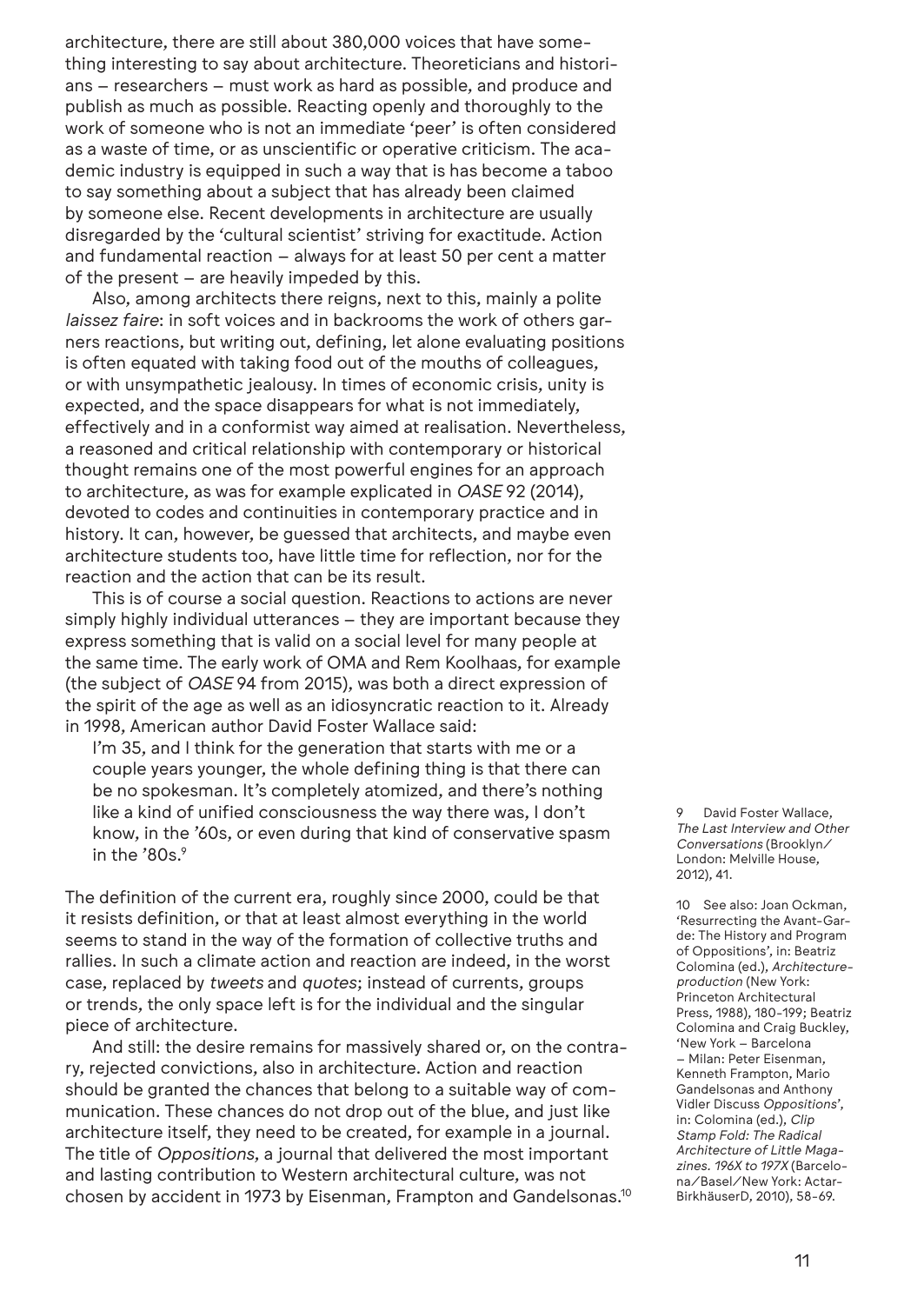architecture, there are still about 380,000 voices that have something interesting to say about architecture. Theoreticians and historians – researchers – must work as hard as possible, and produce and publish as much as possible. Reacting openly and thoroughly to the work of someone who is not an immediate 'peer' is often considered as a waste of time, or as unscientific or operative criticism. The academic industry is equipped in such a way that is has become a taboo to say something about a subject that has already been claimed by someone else. Recent developments in architecture are usually disregarded by the 'cultural scientist' striving for exactitude. Action and fundamental reaction – always for at least 50 per cent a matter of the present – are heavily impeded by this.

Also, among architects there reigns, next to this, mainly a polite *laissez faire*: in soft voices and in backrooms the work of others garners reactions, but writing out, defining, let alone evaluating positions is often equated with taking food out of the mouths of colleagues, or with unsympathetic jealousy. In times of economic crisis, unity is expected, and the space disappears for what is not immediately, effectively and in a conformist way aimed at realisation. Nevertheless, a reasoned and critical relationship with contemporary or historical thought remains one of the most powerful engines for an approach to architecture, as was for example explicated in *OASE* 92 (2014), devoted to codes and continuities in contemporary practice and in history. It can, however, be guessed that architects, and maybe even architecture students too, have little time for reflection, nor for the reaction and the action that can be its result.

This is of course a social question. Reactions to actions are never simply highly individual utterances – they are important because they express something that is valid on a social level for many people at the same time. The early work of OMA and Rem Koolhaas, for example (the subject of *OASE* 94 from 2015), was both a direct expression of the spirit of the age as well as an idiosyncratic reaction to it. Already in 1998, American author David Foster Wallace said:

> I'm 35, and I think for the generation that starts with me or a couple years younger, the whole defining thing is that there can be no spokesman. It's completely atomized, and there's nothing like a kind of unified consciousness the way there was, I don't know, in the '60s, or even during that kind of conservative spasm in the '80s.[9]

The definition of the current era, roughly since 2000, could be that it resists definition, or that at least almost everything in the world seems to stand in the way of the formation of collective truths and rallies. In such a climate action and reaction are indeed, in the worst case, replaced by *tweets* and *quotes*; instead of currents, groups or trends, the only space left is for the individual and the singular piece of architecture.

And still: the desire remains for massively shared or, on the contrary, rejected convictions, also in architecture. Action and reaction should be granted the chances that belong to a suitable way of communication. These chances do not drop out of the blue, and just like architecture itself, they need to be created, for example in a journal. The title of *Oppositions*, a journal that delivered the most important and lasting contribution to Western architectural culture, was not chosen by accident in 1973 by Eisenman, Frampton and Gandelsonas.[10]

9 David Foster Wallace, *The Last Interview and Other Conversations* (Brooklyn/London: Melville House, 2012), 41.

10 See also: Joan Ockman, 'Resurrecting the Avant-Garde: The History and Program of Oppositions', in: Beatriz Colomina (ed.), *Architectureproduction* (New York: Princeton Architectural Press, 1988), 180-199; Beatriz Colomina and Craig Buckley, 'New York – Barcelona – Milan: Peter Eisenman, Kenneth Frampton, Mario Gandelsonas and Anthony Vidler Discuss *Oppositions*', in: Colomina (ed.), *Clip Stamp Fold: The Radical Architecture of Little Magazines. 196X to 197X* (Barcelona/Basel/New York: Actar-BirkhäuserD, 2010), 58-69.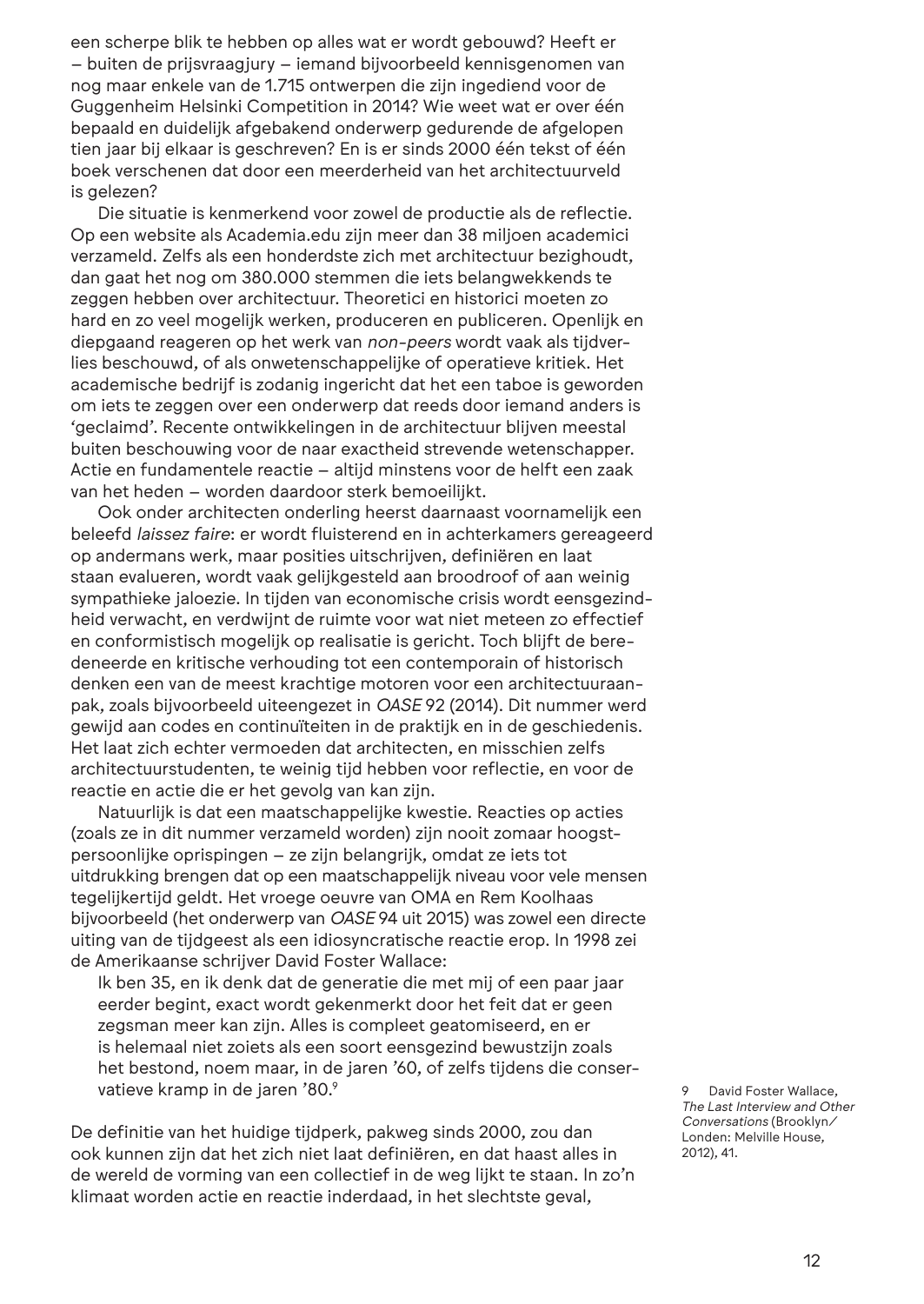een scherpe blik te hebben op alles wat er wordt gebouwd? Heeft er – buiten de prijsvraagjury – iemand bijvoorbeeld kennisgenomen van nog maar enkele van de 1.715 ontwerpen die zijn ingediend voor de Guggenheim Helsinki Competition in 2014? Wie weet wat er over één bepaald en duidelijk afgebakend onderwerp gedurende de afgelopen tien jaar bij elkaar is geschreven? En is er sinds 2000 één tekst of één boek verschenen dat door een meerderheid van het architectuurveld is gelezen?

Die situatie is kenmerkend voor zowel de productie als de reflectie. Op een website als Academia.edu zijn meer dan 38 miljoen academici verzameld. Zelfs als een honderdste zich met architectuur bezighoudt, dan gaat het nog om 380.000 stemmen die iets belangwekkends te zeggen hebben over architectuur. Theoretici en historici moeten zo hard en zo veel mogelijk werken, produceren en publiceren. Openlijk en diepgaand reageren op het werk van *non-peers* wordt vaak als tijdverlies beschouwd, of als onwetenschappelijke of operatieve kritiek. Het academische bedrijf is zodanig ingericht dat het een taboe is geworden om iets te zeggen over een onderwerp dat reeds door iemand anders is 'geclaimd'. Recente ontwikkelingen in de architectuur blijven meestal buiten beschouwing voor de naar exactheid strevende wetenschapper. Actie en fundamentele reactie – altijd minstens voor de helft een zaak van het heden – worden daardoor sterk bemoeilijkt.

Ook onder architecten onderling heerst daarnaast voornamelijk een beleefd *laissez faire*: er wordt fluisterend en in achterkamers gereageerd op andermans werk, maar posities uitschrijven, definiëren en laat staan evalueren, wordt vaak gelijkgesteld aan broodroof of aan weinig sympathieke jaloezie. In tijden van economische crisis wordt eensgezindheid verwacht, en verdwijnt de ruimte voor wat niet meteen zo effectief en conformistisch mogelijk op realisatie is gericht. Toch blijft de beredeneerde en kritische verhouding tot een contemporain of historisch denken een van de meest krachtige motoren voor een architectuuraanpak, zoals bijvoorbeeld uiteengezet in *OASE* 92 (2014). Dit nummer werd gewijd aan codes en continuïteiten in de praktijk en in de geschiedenis. Het laat zich echter vermoeden dat architecten, en misschien zelfs architectuurstudenten, te weinig tijd hebben voor reflectie, en voor de reactie en actie die er het gevolg van kan zijn.

Natuurlijk is dat een maatschappelijke kwestie. Reacties op acties (zoals ze in dit nummer verzameld worden) zijn nooit zomaar hoogstpersoonlijke oprispingen – ze zijn belangrijk, omdat ze iets tot uitdrukking brengen dat op een maatschappelijk niveau voor vele mensen tegelijkertijd geldt. Het vroege oeuvre van OMA en Rem Koolhaas bijvoorbeeld (het onderwerp van *OASE* 94 uit 2015) was zowel een directe uiting van de tijdgeest als een idiosyncratische reactie erop. In 1998 zei de Amerikaanse schrijver David Foster Wallace:

> Ik ben 35, en ik denk dat de generatie die met mij of een paar jaar eerder begint, exact wordt gekenmerkt door het feit dat er geen zegsman meer kan zijn. Alles is compleet geatomiseerd, en er is helemaal niet zoiets als een soort eensgezind bewustzijn zoals het bestond, noem maar, in de jaren '60, of zelfs tijdens die conservatieve kramp in de jaren '80.[9]

De definitie van het huidige tijdperk, pakweg sinds 2000, zou dan ook kunnen zijn dat het zich niet laat definiëren, en dat haast alles in de wereld de vorming van een collectief in de weg lijkt te staan. In zo'n klimaat worden actie en reactie inderdaad, in het slechtste geval,

9 David Foster Wallace, *The Last Interview and Other Conversations* (Brooklyn/Londen: Melville House, 2012), 41.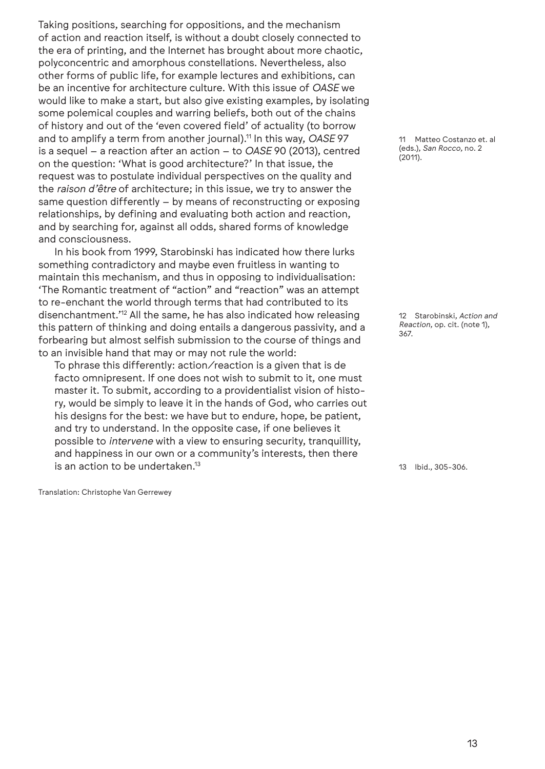Taking positions, searching for oppositions, and the mechanism of action and reaction itself, is without a doubt closely connected to the era of printing, and the Internet has brought about more chaotic, polyconcentric and amorphous constellations. Nevertheless, also other forms of public life, for example lectures and exhibitions, can be an incentive for architecture culture. With this issue of *OASE* we would like to make a start, but also give existing examples, by isolating some polemical couples and warring beliefs, both out of the chains of history and out of the 'even covered field' of actuality (to borrow and to amplify a term from another journal).[11] In this way, *OASE* 97 is a sequel – a reaction after an action – to *OASE* 90 (2013), centred on the question: 'What is good architecture?' In that issue, the request was to postulate individual perspectives on the quality and the *raison d'être* of architecture; in this issue, we try to answer the same question differently – by means of reconstructing or exposing relationships, by defining and evaluating both action and reaction, and by searching for, against all odds, shared forms of knowledge and consciousness.

In his book from 1999, Starobinski has indicated how there lurks something contradictory and maybe even fruitless in wanting to maintain this mechanism, and thus in opposing to individualisation: 'The Romantic treatment of "action" and "reaction" was an attempt to re-enchant the world through terms that had contributed to its disenchantment.'[12] All the same, he has also indicated how releasing this pattern of thinking and doing entails a dangerous passivity, and a forbearing but almost selfish submission to the course of things and to an invisible hand that may or may not rule the world:

> To phrase this differently: action/reaction is a given that is de facto omnipresent. If one does not wish to submit to it, one must master it. To submit, according to a providentialist vision of history, would be simply to leave it in the hands of God, who carries out his designs for the best: we have but to endure, hope, be patient, and try to understand. In the opposite case, if one believes it possible to *intervene* with a view to ensuring security, tranquillity, and happiness in our own or a community's interests, then there is an action to be undertaken.[13]

Translation: Christophe Van Gerrewey

11 Matteo Costanzo et. al (eds.), *San Rocco*, no. 2 (2011).

12 Starobinski, *Action and Reaction*, op. cit. (note 1), 367.

13 Ibid., 305-306.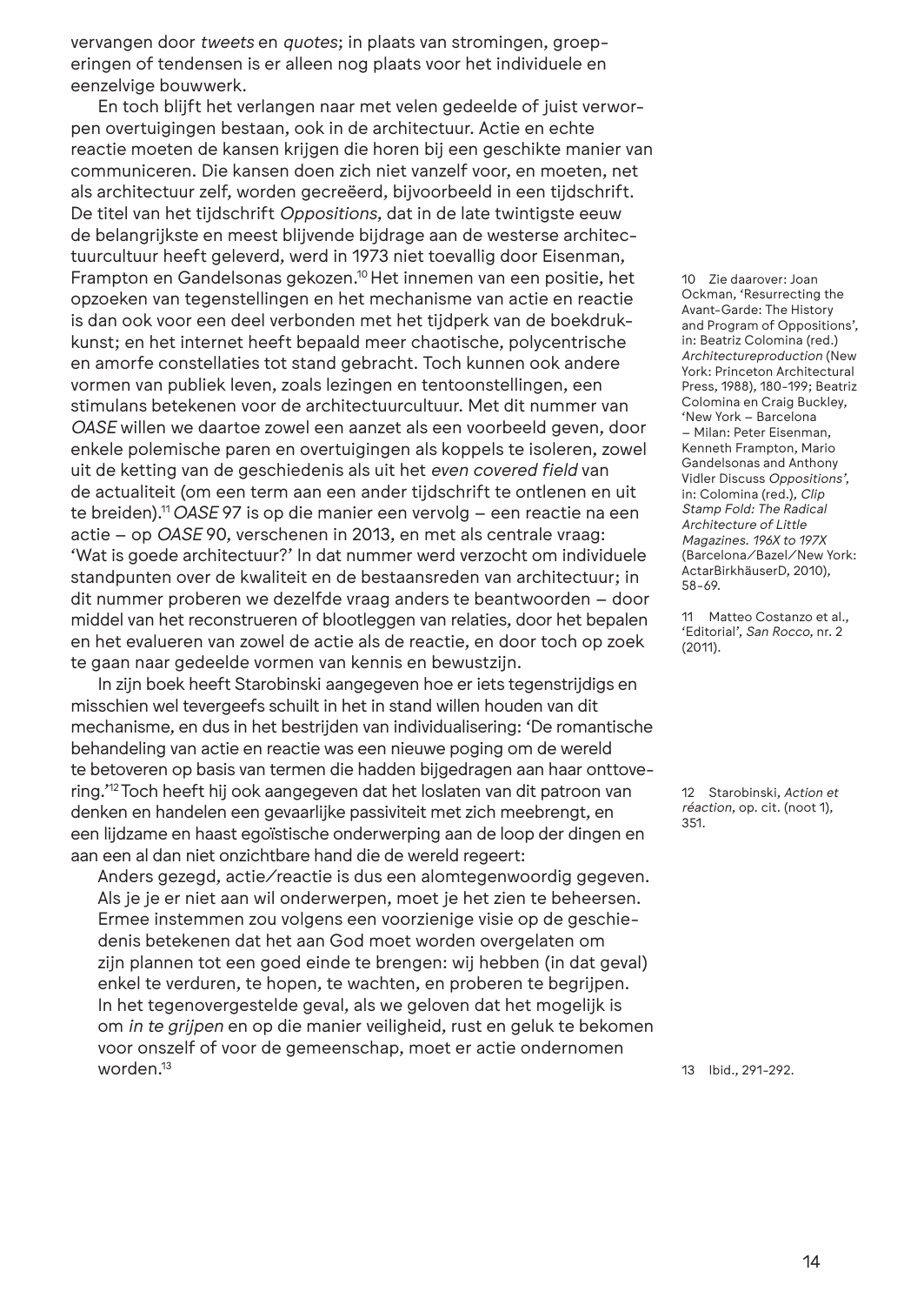vervangen door *tweets* en *quotes*; in plaats van stromingen, groeperingen of tendensen is er alleen nog plaats voor het individuele en eenzelvige bouwwerk.

En toch blijft het verlangen naar met velen gedeelde of juist verworpen overtuigingen bestaan, ook in de architectuur. Actie en echte reactie moeten de kansen krijgen die horen bij een geschikte manier van communiceren. Die kansen doen zich niet vanzelf voor, en moeten, net als architectuur zelf, worden gecreëerd, bijvoorbeeld in een tijdschrift. De titel van het tijdschrift *Oppositions*, dat in de late twintigste eeuw de belangrijkste en meest blijvende bijdrage aan de westerse architectuurcultuur heeft geleverd, werd in 1973 niet toevallig door Eisenman, Frampton en Gandelsonas gekozen.[10] Het innemen van een positie, het opzoeken van tegenstellingen en het mechanisme van actie en reactie is dan ook voor een deel verbonden met het tijdperk van de boekdrukkunst; en het internet heeft bepaald meer chaotische, polycentrische en amorfe constellaties tot stand gebracht. Toch kunnen ook andere vormen van publiek leven, zoals lezingen en tentoonstellingen, een stimulans betekenen voor de architectuurcultuur. Met dit nummer van *OASE* willen we daartoe zowel een aanzet als een voorbeeld geven, door enkele polemische paren en overtuigingen als koppels te isoleren, zowel uit de ketting van de geschiedenis als uit het *even covered field* van de actualiteit (om een term aan een ander tijdschrift te ontlenen en uit te breiden).[11] *OASE* 97 is op die manier een vervolg – een reactie na een actie – op *OASE* 90, verschenen in 2013, en met als centrale vraag: 'Wat is goede architectuur?' In dat nummer werd verzocht om individuele standpunten over de kwaliteit en de bestaansreden van architectuur; in dit nummer proberen we dezelfde vraag anders te beantwoorden – door middel van het reconstrueren of blootleggen van relaties, door het bepalen en het evalueren van zowel de actie als de reactie, en door toch op zoek te gaan naar gedeelde vormen van kennis en bewustzijn.

In zijn boek heeft Starobinski aangegeven hoe er iets tegenstrijdigs en misschien wel tevergeefs schuilt in het in stand willen houden van dit mechanisme, en dus in het bestrijden van individualisering: 'De romantische behandeling van actie en reactie was een nieuwe poging om de wereld te betoveren op basis van termen die hadden bijgedragen aan haar onttovering.'[12] Toch heeft hij ook aangegeven dat het loslaten van dit patroon van denken en handelen een gevaarlijke passiviteit met zich meebrengt, en een lijdzame en haast egoïstische onderwerping aan de loop der dingen en aan een al dan niet onzichtbare hand die de wereld regeert:

> Anders gezegd, actie/reactie is dus een alomtegenwoordig gegeven. Als je je er niet aan wil onderwerpen, moet je het zien te beheersen. Ermee instemmen zou volgens een voorzienige visie op de geschiedenis betekenen dat het aan God moet worden overgelaten om zijn plannen tot een goed einde te brengen: wij hebben (in dat geval) enkel te verduren, te hopen, te wachten, en proberen te begrijpen. In het tegenovergestelde geval, als we geloven dat het mogelijk is om *in te grijpen* en op die manier veiligheid, rust en geluk te bekomen voor onszelf of voor de gemeenschap, moet er actie ondernomen worden.[13]

10 Zie daarover: Joan Ockman, 'Resurrecting the Avant-Garde: The History and Program of Oppositions', in: Beatriz Colomina (red.) *Architectureproduction* (New York: Princeton Architectural Press, 1988), 180-199; Beatriz Colomina en Craig Buckley, 'New York – Barcelona – Milan: Peter Eisenman, Kenneth Frampton, Mario Gandelsonas and Anthony Vidler Discuss *Oppositions*', in: Colomina (red.), *Clip Stamp Fold: The Radical Architecture of Little Magazines. 196X to 197X* (Barcelona/Bazel/New York: ActarBirkhäuserD, 2010), 58-69.

11 Matteo Costanzo et al., 'Editorial', *San Rocco*, nr. 2 (2011).

12 Starobinski, *Action et réaction*, op. cit. (noot 1), 351.

13 Ibid., 291-292.